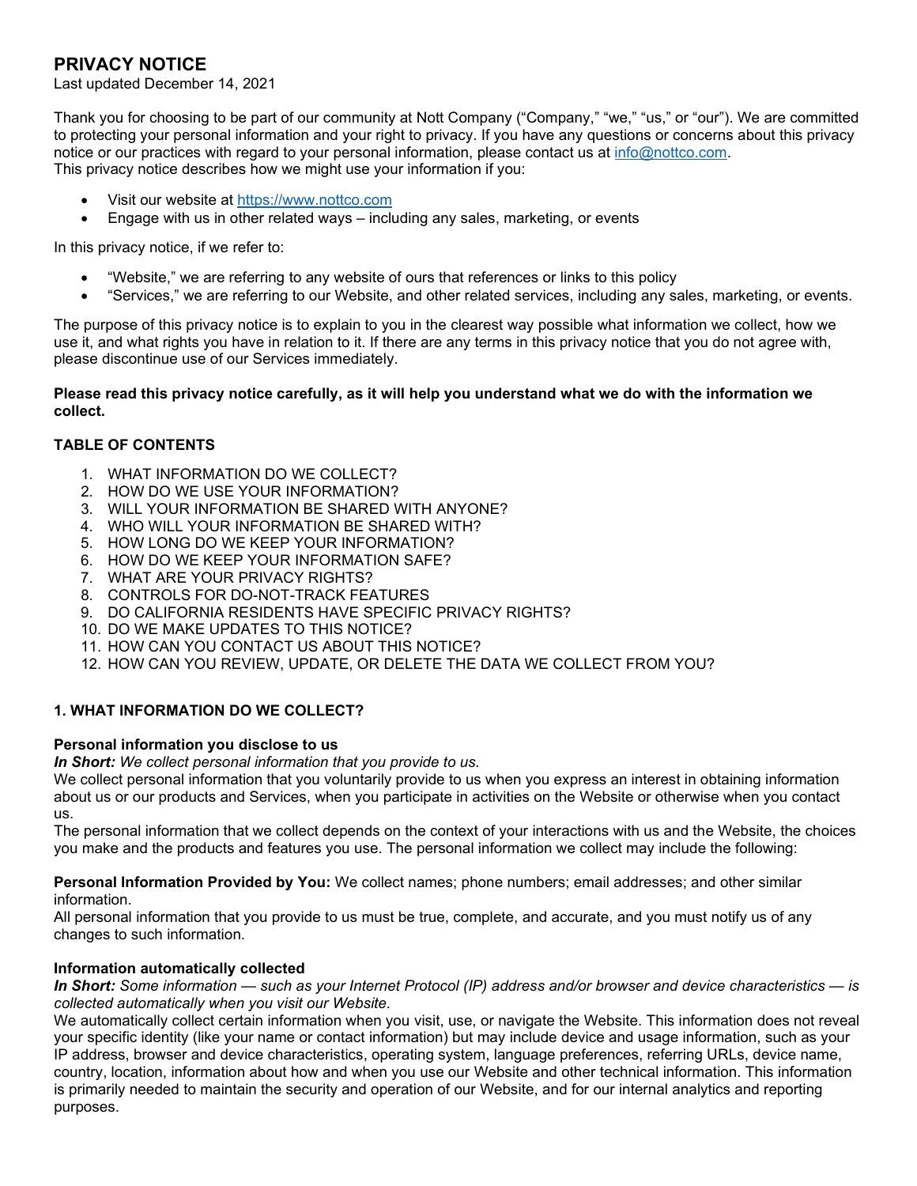# PRIVACY NOTICE

Last updated December 14, 2021

Thank you for choosing to be part of our community at Nott Company ("Company," "we," "us," or "our"). We are committed to protecting your personal information and your right to privacy. If you have any questions or concerns about this privacy notice or our practices with regard to your personal information, please contact us at [info@nottco.com](mailto:info@nottco.com).
This privacy notice describes how we might use your information if you:

- Visit our website at [https://www.nottco.com](https://www.nottco.com)
- Engage with us in other related ways – including any sales, marketing, or events

In this privacy notice, if we refer to:

- "Website," we are referring to any website of ours that references or links to this policy
- "Services," we are referring to our Website, and other related services, including any sales, marketing, or events.

The purpose of this privacy notice is to explain to you in the clearest way possible what information we collect, how we use it, and what rights you have in relation to it. If there are any terms in this privacy notice that you do not agree with, please discontinue use of our Services immediately.

**Please read this privacy notice carefully, as it will help you understand what we do with the information we collect.**

## TABLE OF CONTENTS

1. WHAT INFORMATION DO WE COLLECT?
2. HOW DO WE USE YOUR INFORMATION?
3. WILL YOUR INFORMATION BE SHARED WITH ANYONE?
4. WHO WILL YOUR INFORMATION BE SHARED WITH?
5. HOW LONG DO WE KEEP YOUR INFORMATION?
6. HOW DO WE KEEP YOUR INFORMATION SAFE?
7. WHAT ARE YOUR PRIVACY RIGHTS?
8. CONTROLS FOR DO-NOT-TRACK FEATURES
9. DO CALIFORNIA RESIDENTS HAVE SPECIFIC PRIVACY RIGHTS?
10. DO WE MAKE UPDATES TO THIS NOTICE?
11. HOW CAN YOU CONTACT US ABOUT THIS NOTICE?
12. HOW CAN YOU REVIEW, UPDATE, OR DELETE THE DATA WE COLLECT FROM YOU?

## 1. WHAT INFORMATION DO WE COLLECT?

### Personal information you disclose to us

***In Short:*** *We collect personal information that you provide to us.*
We collect personal information that you voluntarily provide to us when you express an interest in obtaining information about us or our products and Services, when you participate in activities on the Website or otherwise when you contact us.
The personal information that we collect depends on the context of your interactions with us and the Website, the choices you make and the products and features you use. The personal information we collect may include the following:

**Personal Information Provided by You:** We collect names; phone numbers; email addresses; and other similar information.
All personal information that you provide to us must be true, complete, and accurate, and you must notify us of any changes to such information.

### Information automatically collected

***In Short:*** *Some information — such as your Internet Protocol (IP) address and/or browser and device characteristics — is collected automatically when you visit our Website.*
We automatically collect certain information when you visit, use, or navigate the Website. This information does not reveal your specific identity (like your name or contact information) but may include device and usage information, such as your IP address, browser and device characteristics, operating system, language preferences, referring URLs, device name, country, location, information about how and when you use our Website and other technical information. This information is primarily needed to maintain the security and operation of our Website, and for our internal analytics and reporting purposes.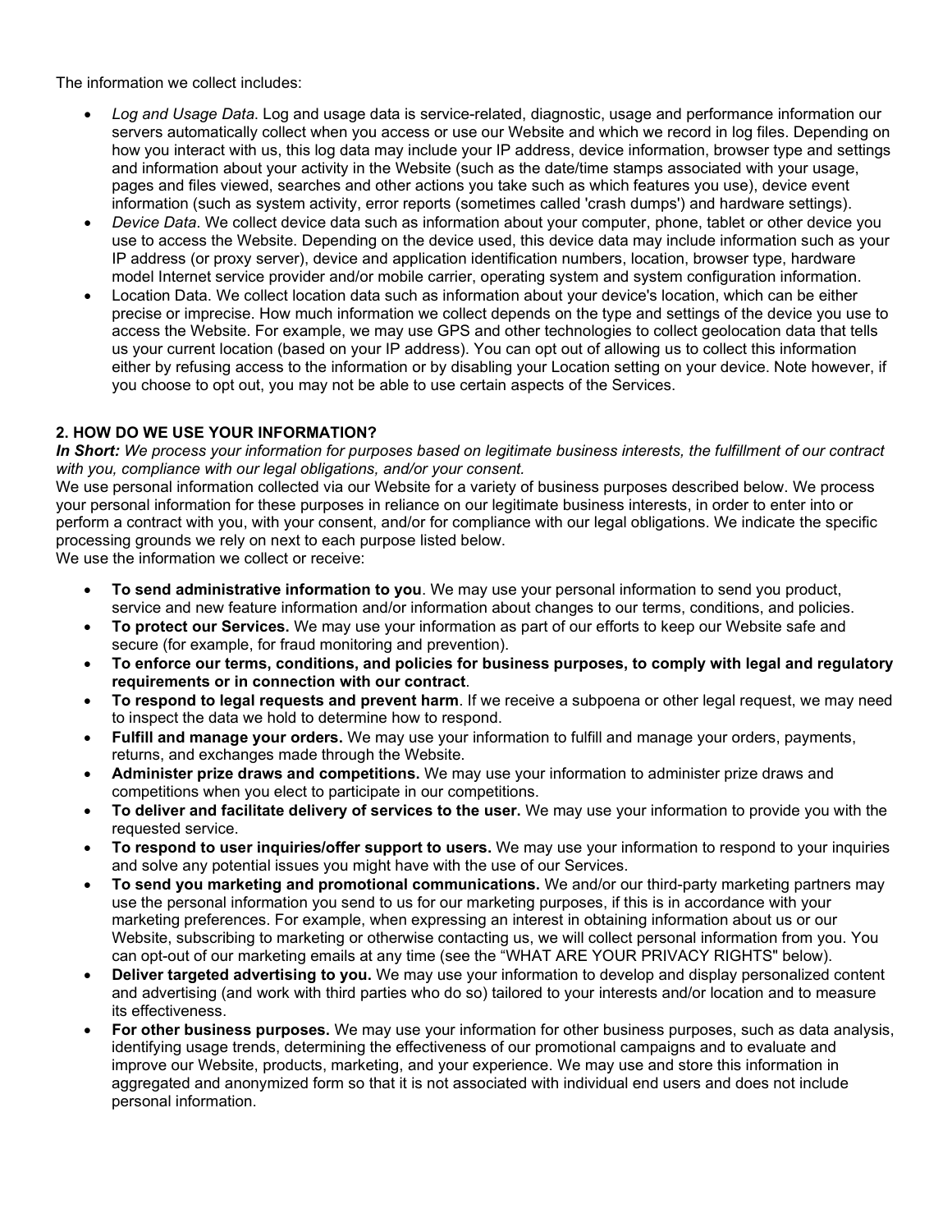The information we collect includes:

- *Log and Usage Data*. Log and usage data is service-related, diagnostic, usage and performance information our servers automatically collect when you access or use our Website and which we record in log files. Depending on how you interact with us, this log data may include your IP address, device information, browser type and settings and information about your activity in the Website (such as the date/time stamps associated with your usage, pages and files viewed, searches and other actions you take such as which features you use), device event information (such as system activity, error reports (sometimes called 'crash dumps') and hardware settings).
- *Device Data*. We collect device data such as information about your computer, phone, tablet or other device you use to access the Website. Depending on the device used, this device data may include information such as your IP address (or proxy server), device and application identification numbers, location, browser type, hardware model Internet service provider and/or mobile carrier, operating system and system configuration information.
- Location Data. We collect location data such as information about your device's location, which can be either precise or imprecise. How much information we collect depends on the type and settings of the device you use to access the Website. For example, we may use GPS and other technologies to collect geolocation data that tells us your current location (based on your IP address). You can opt out of allowing us to collect this information either by refusing access to the information or by disabling your Location setting on your device. Note however, if you choose to opt out, you may not be able to use certain aspects of the Services.

**2. HOW DO WE USE YOUR INFORMATION?**

***In Short:*** *We process your information for purposes based on legitimate business interests, the fulfillment of our contract with you, compliance with our legal obligations, and/or your consent.*

We use personal information collected via our Website for a variety of business purposes described below. We process your personal information for these purposes in reliance on our legitimate business interests, in order to enter into or perform a contract with you, with your consent, and/or for compliance with our legal obligations. We indicate the specific processing grounds we rely on next to each purpose listed below.

We use the information we collect or receive:

- **To send administrative information to you**. We may use your personal information to send you product, service and new feature information and/or information about changes to our terms, conditions, and policies.
- **To protect our Services.** We may use your information as part of our efforts to keep our Website safe and secure (for example, for fraud monitoring and prevention).
- **To enforce our terms, conditions, and policies for business purposes, to comply with legal and regulatory requirements or in connection with our contract**.
- **To respond to legal requests and prevent harm**. If we receive a subpoena or other legal request, we may need to inspect the data we hold to determine how to respond.
- **Fulfill and manage your orders.** We may use your information to fulfill and manage your orders, payments, returns, and exchanges made through the Website.
- **Administer prize draws and competitions.** We may use your information to administer prize draws and competitions when you elect to participate in our competitions.
- **To deliver and facilitate delivery of services to the user.** We may use your information to provide you with the requested service.
- **To respond to user inquiries/offer support to users.** We may use your information to respond to your inquiries and solve any potential issues you might have with the use of our Services.
- **To send you marketing and promotional communications.** We and/or our third-party marketing partners may use the personal information you send to us for our marketing purposes, if this is in accordance with your marketing preferences. For example, when expressing an interest in obtaining information about us or our Website, subscribing to marketing or otherwise contacting us, we will collect personal information from you. You can opt-out of our marketing emails at any time (see the "WHAT ARE YOUR PRIVACY RIGHTS" below).
- **Deliver targeted advertising to you.** We may use your information to develop and display personalized content and advertising (and work with third parties who do so) tailored to your interests and/or location and to measure its effectiveness.
- **For other business purposes.** We may use your information for other business purposes, such as data analysis, identifying usage trends, determining the effectiveness of our promotional campaigns and to evaluate and improve our Website, products, marketing, and your experience. We may use and store this information in aggregated and anonymized form so that it is not associated with individual end users and does not include personal information.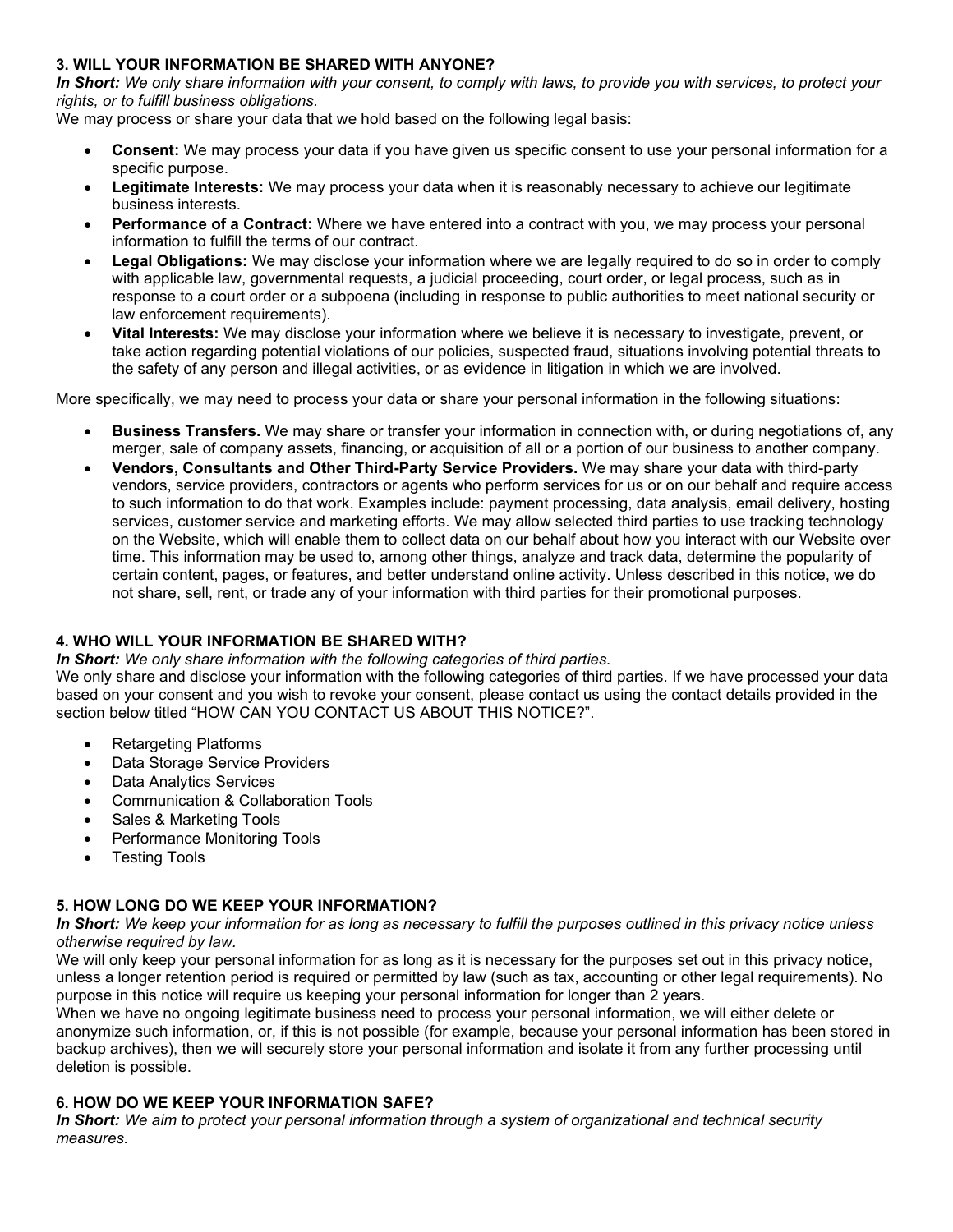### 3. WILL YOUR INFORMATION BE SHARED WITH ANYONE?

***In Short:*** *We only share information with your consent, to comply with laws, to provide you with services, to protect your rights, or to fulfill business obligations.*

We may process or share your data that we hold based on the following legal basis:

- **Consent:** We may process your data if you have given us specific consent to use your personal information for a specific purpose.
- **Legitimate Interests:** We may process your data when it is reasonably necessary to achieve our legitimate business interests.
- **Performance of a Contract:** Where we have entered into a contract with you, we may process your personal information to fulfill the terms of our contract.
- **Legal Obligations:** We may disclose your information where we are legally required to do so in order to comply with applicable law, governmental requests, a judicial proceeding, court order, or legal process, such as in response to a court order or a subpoena (including in response to public authorities to meet national security or law enforcement requirements).
- **Vital Interests:** We may disclose your information where we believe it is necessary to investigate, prevent, or take action regarding potential violations of our policies, suspected fraud, situations involving potential threats to the safety of any person and illegal activities, or as evidence in litigation in which we are involved.

More specifically, we may need to process your data or share your personal information in the following situations:

- **Business Transfers.** We may share or transfer your information in connection with, or during negotiations of, any merger, sale of company assets, financing, or acquisition of all or a portion of our business to another company.
- **Vendors, Consultants and Other Third-Party Service Providers.** We may share your data with third-party vendors, service providers, contractors or agents who perform services for us or on our behalf and require access to such information to do that work. Examples include: payment processing, data analysis, email delivery, hosting services, customer service and marketing efforts. We may allow selected third parties to use tracking technology on the Website, which will enable them to collect data on our behalf about how you interact with our Website over time. This information may be used to, among other things, analyze and track data, determine the popularity of certain content, pages, or features, and better understand online activity. Unless described in this notice, we do not share, sell, rent, or trade any of your information with third parties for their promotional purposes.

### 4. WHO WILL YOUR INFORMATION BE SHARED WITH?

***In Short:*** *We only share information with the following categories of third parties.*

We only share and disclose your information with the following categories of third parties. If we have processed your data based on your consent and you wish to revoke your consent, please contact us using the contact details provided in the section below titled "HOW CAN YOU CONTACT US ABOUT THIS NOTICE?".

- Retargeting Platforms
- Data Storage Service Providers
- Data Analytics Services
- Communication & Collaboration Tools
- Sales & Marketing Tools
- Performance Monitoring Tools
- Testing Tools

### 5. HOW LONG DO WE KEEP YOUR INFORMATION?

***In Short:*** *We keep your information for as long as necessary to fulfill the purposes outlined in this privacy notice unless otherwise required by law.*

We will only keep your personal information for as long as it is necessary for the purposes set out in this privacy notice, unless a longer retention period is required or permitted by law (such as tax, accounting or other legal requirements). No purpose in this notice will require us keeping your personal information for longer than 2 years.

When we have no ongoing legitimate business need to process your personal information, we will either delete or anonymize such information, or, if this is not possible (for example, because your personal information has been stored in backup archives), then we will securely store your personal information and isolate it from any further processing until deletion is possible.

### 6. HOW DO WE KEEP YOUR INFORMATION SAFE?

***In Short:*** *We aim to protect your personal information through a system of organizational and technical security measures.*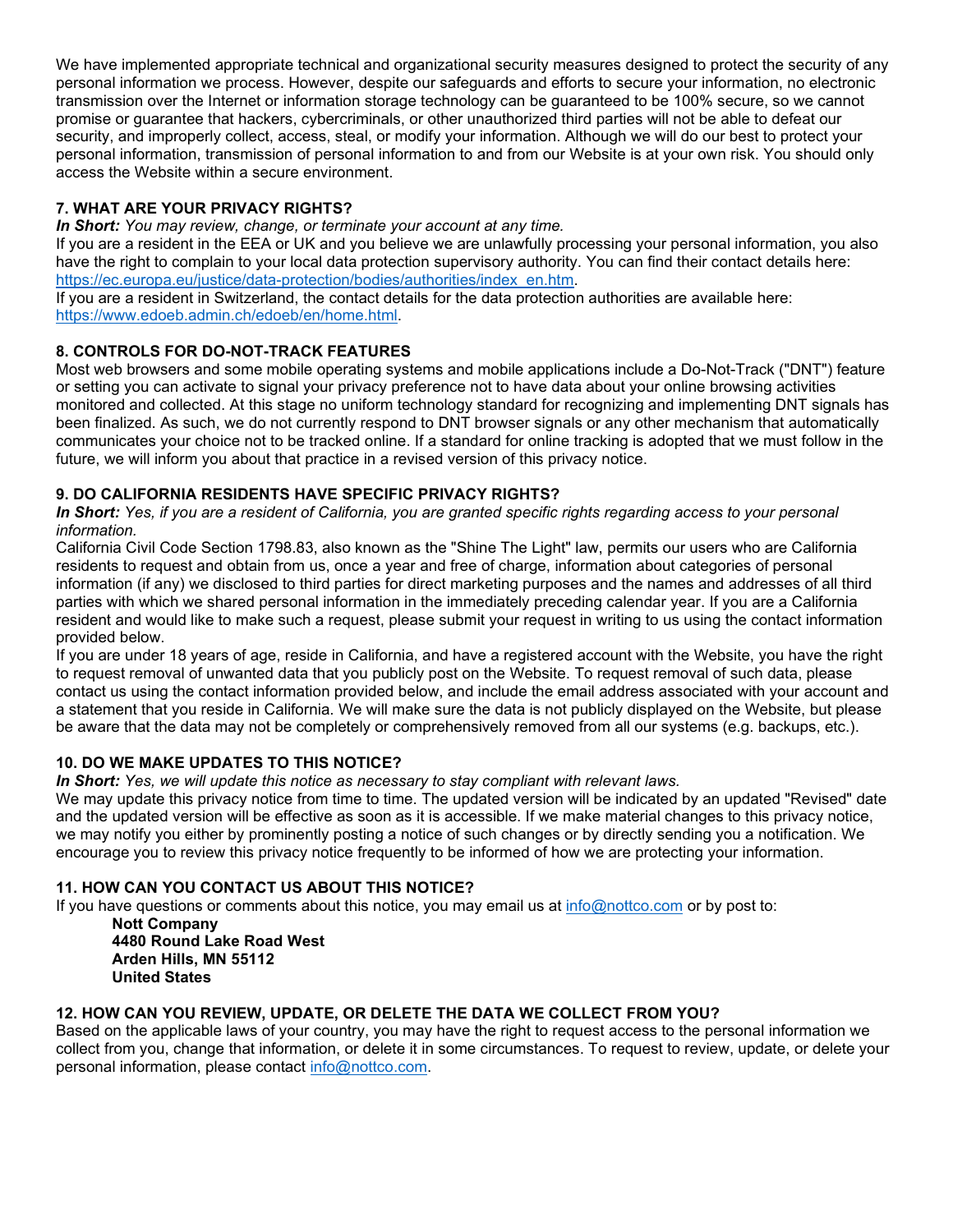We have implemented appropriate technical and organizational security measures designed to protect the security of any personal information we process. However, despite our safeguards and efforts to secure your information, no electronic transmission over the Internet or information storage technology can be guaranteed to be 100% secure, so we cannot promise or guarantee that hackers, cybercriminals, or other unauthorized third parties will not be able to defeat our security, and improperly collect, access, steal, or modify your information. Although we will do our best to protect your personal information, transmission of personal information to and from our Website is at your own risk. You should only access the Website within a secure environment.

**7. WHAT ARE YOUR PRIVACY RIGHTS?**

***In Short:*** *You may review, change, or terminate your account at any time.*

If you are a resident in the EEA or UK and you believe we are unlawfully processing your personal information, you also have the right to complain to your local data protection supervisory authority. You can find their contact details here: [https://ec.europa.eu/justice/data-protection/bodies/authorities/index_en.htm](https://ec.europa.eu/justice/data-protection/bodies/authorities/index_en.htm).

If you are a resident in Switzerland, the contact details for the data protection authorities are available here: [https://www.edoeb.admin.ch/edoeb/en/home.html](https://www.edoeb.admin.ch/edoeb/en/home.html).

**8. CONTROLS FOR DO-NOT-TRACK FEATURES**

Most web browsers and some mobile operating systems and mobile applications include a Do-Not-Track ("DNT") feature or setting you can activate to signal your privacy preference not to have data about your online browsing activities monitored and collected. At this stage no uniform technology standard for recognizing and implementing DNT signals has been finalized. As such, we do not currently respond to DNT browser signals or any other mechanism that automatically communicates your choice not to be tracked online. If a standard for online tracking is adopted that we must follow in the future, we will inform you about that practice in a revised version of this privacy notice.

**9. DO CALIFORNIA RESIDENTS HAVE SPECIFIC PRIVACY RIGHTS?**

***In Short:*** *Yes, if you are a resident of California, you are granted specific rights regarding access to your personal information.*

California Civil Code Section 1798.83, also known as the "Shine The Light" law, permits our users who are California residents to request and obtain from us, once a year and free of charge, information about categories of personal information (if any) we disclosed to third parties for direct marketing purposes and the names and addresses of all third parties with which we shared personal information in the immediately preceding calendar year. If you are a California resident and would like to make such a request, please submit your request in writing to us using the contact information provided below.

If you are under 18 years of age, reside in California, and have a registered account with the Website, you have the right to request removal of unwanted data that you publicly post on the Website. To request removal of such data, please contact us using the contact information provided below, and include the email address associated with your account and a statement that you reside in California. We will make sure the data is not publicly displayed on the Website, but please be aware that the data may not be completely or comprehensively removed from all our systems (e.g. backups, etc.).

**10. DO WE MAKE UPDATES TO THIS NOTICE?**

***In Short:*** *Yes, we will update this notice as necessary to stay compliant with relevant laws.*

We may update this privacy notice from time to time. The updated version will be indicated by an updated "Revised" date and the updated version will be effective as soon as it is accessible. If we make material changes to this privacy notice, we may notify you either by prominently posting a notice of such changes or by directly sending you a notification. We encourage you to review this privacy notice frequently to be informed of how we are protecting your information.

**11. HOW CAN YOU CONTACT US ABOUT THIS NOTICE?**

If you have questions or comments about this notice, you may email us at [info@nottco.com](mailto:info@nottco.com) or by post to:

**Nott Company**
**4480 Round Lake Road West**
**Arden Hills, MN 55112**
**United States**

**12. HOW CAN YOU REVIEW, UPDATE, OR DELETE THE DATA WE COLLECT FROM YOU?**

Based on the applicable laws of your country, you may have the right to request access to the personal information we collect from you, change that information, or delete it in some circumstances. To request to review, update, or delete your personal information, please contact [info@nottco.com](mailto:info@nottco.com).